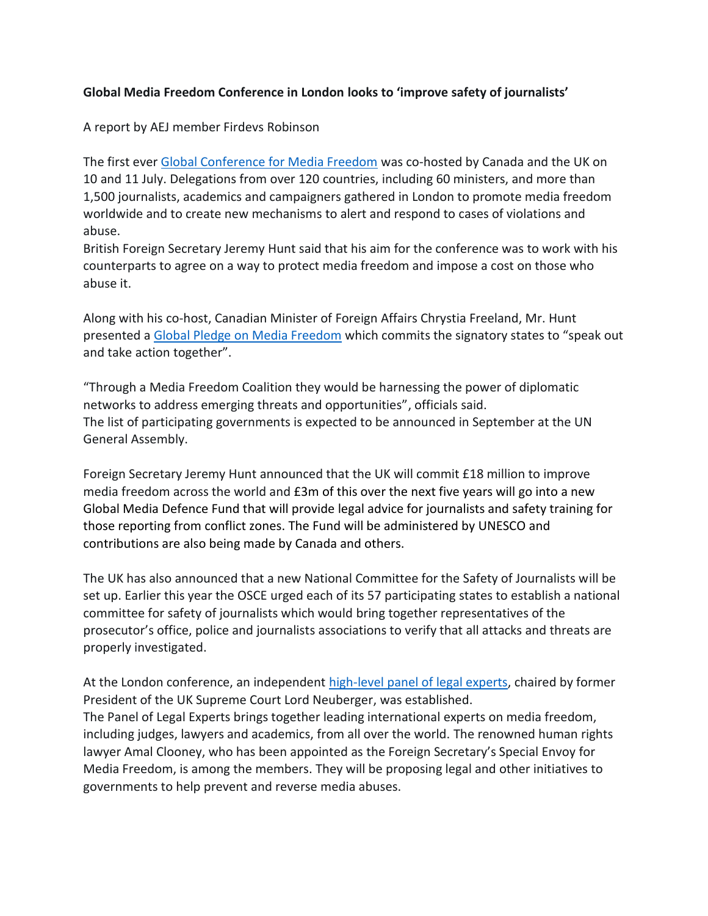**Global Media Freedom Conference in London looks to 'improve safety of journalists'**

A report by AEJ member Firdevs Robinson

The first ever Global Conference for Media Freedom was co-hosted by Canada and the UK on 10 and 11 July. Delegations from over 120 countries, including 60 ministers, and more than 1,500 journalists, academics and campaigners gathered in London to promote media freedom worldwide and to create new mechanisms to alert and respond to cases of violations and abuse.

British Foreign Secretary Jeremy Hunt said that his aim for the conference was to work with his counterparts to agree on a way to protect media freedom and impose a cost on those who abuse it.

Along with his co-host, Canadian Minister of Foreign Affairs Chrystia Freeland, Mr. Hunt presented a Global Pledge on Media Freedom which commits the signatory states to "speak out and take action together".

"Through a Media Freedom Coalition they would be harnessing the power of diplomatic networks to address emerging threats and opportunities", officials said.

The list of participating governments is expected to be announced in September at the UN General Assembly.

Foreign Secretary Jeremy Hunt announced that the UK will commit £18 million to improve media freedom across the world and £3m of this over the next five years will go into a new Global Media Defence Fund that will provide legal advice for journalists and safety training for those reporting from conflict zones. The Fund will be administered by UNESCO and contributions are also being made by Canada and others.

The UK has also announced that a new National Committee for the Safety of Journalists will be set up. Earlier this year the OSCE urged each of its 57 participating states to establish a national committee for safety of journalists which would bring together representatives of the prosecutor's office, police and journalists associations to verify that all attacks and threats are properly investigated.

At the London conference, an independent high-level panel of legal experts, chaired by former President of the UK Supreme Court Lord Neuberger, was established.

The Panel of Legal Experts brings together leading international experts on media freedom, including judges, lawyers and academics, from all over the world. The renowned human rights lawyer Amal Clooney, who has been appointed as the Foreign Secretary's Special Envoy for Media Freedom, is among the members. They will be proposing legal and other initiatives to governments to help prevent and reverse media abuses.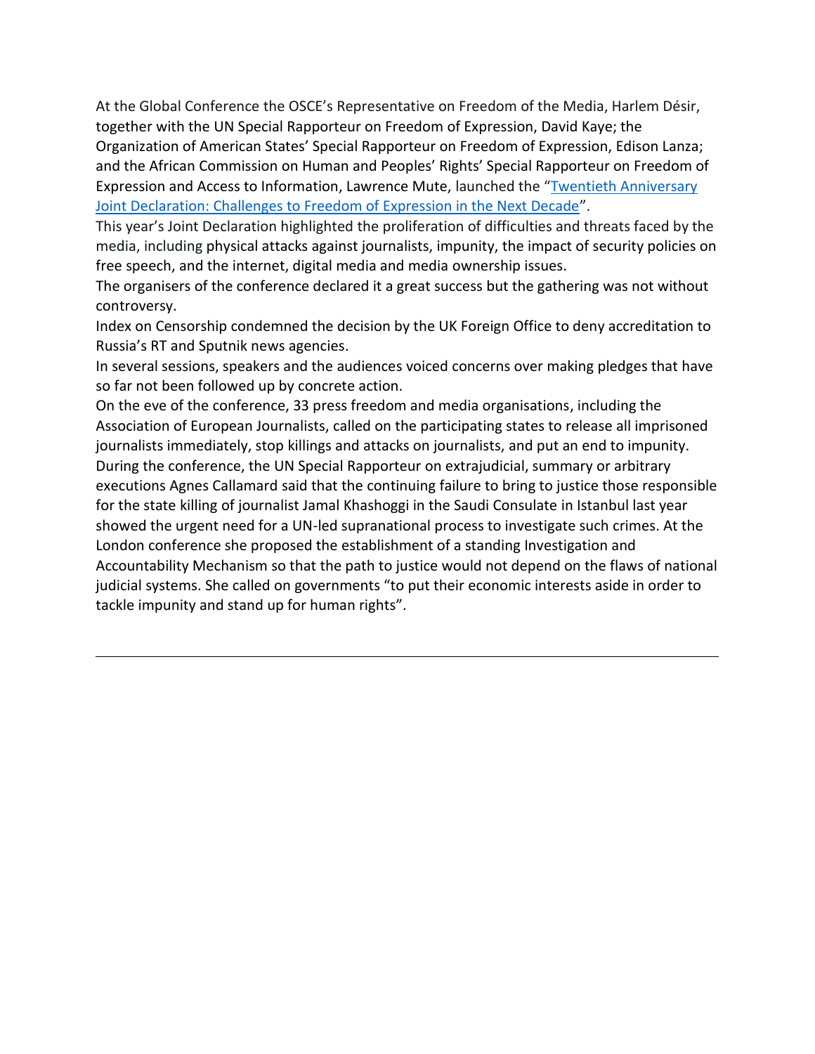At the Global Conference the OSCE's Representative on Freedom of the Media, Harlem Désir, together with the UN Special Rapporteur on Freedom of Expression, David Kaye; the Organization of American States' Special Rapporteur on Freedom of Expression, Edison Lanza; and the African Commission on Human and Peoples' Rights' Special Rapporteur on Freedom of Expression and Access to Information, Lawrence Mute, launched the "Twentieth Anniversary Joint Declaration: Challenges to Freedom of Expression in the Next Decade".

This year's Joint Declaration highlighted the proliferation of difficulties and threats faced by the media, including physical attacks against journalists, impunity, the impact of security policies on free speech, and the internet, digital media and media ownership issues.

The organisers of the conference declared it a great success but the gathering was not without controversy.

Index on Censorship condemned the decision by the UK Foreign Office to deny accreditation to Russia's RT and Sputnik news agencies.

In several sessions, speakers and the audiences voiced concerns over making pledges that have so far not been followed up by concrete action.

On the eve of the conference, 33 press freedom and media organisations, including the Association of European Journalists, called on the participating states to release all imprisoned journalists immediately, stop killings and attacks on journalists, and put an end to impunity.

During the conference, the UN Special Rapporteur on extrajudicial, summary or arbitrary executions Agnes Callamard said that the continuing failure to bring to justice those responsible for the state killing of journalist Jamal Khashoggi in the Saudi Consulate in Istanbul last year showed the urgent need for a UN-led supranational process to investigate such crimes. At the London conference she proposed the establishment of a standing Investigation and Accountability Mechanism so that the path to justice would not depend on the flaws of national judicial systems. She called on governments "to put their economic interests aside in order to tackle impunity and stand up for human rights".

---